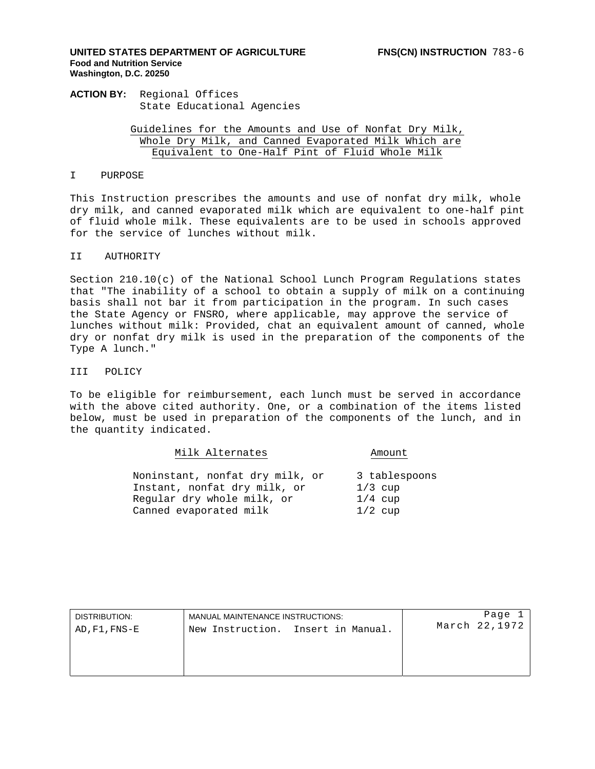**UNITED STATES DEPARTMENT OF AGRICULTURE**
**Food and Nutrition Service**
**Washington, D.C. 20250**

**FNS(CN) INSTRUCTION** 783-6

**ACTION BY:** Regional Offices
State Educational Agencies

## Guidelines for the Amounts and Use of Nonfat Dry Milk, Whole Dry Milk, and Canned Evaporated Milk Which are Equivalent to One-Half Pint of Fluid Whole Milk

### I PURPOSE

This Instruction prescribes the amounts and use of nonfat dry milk, whole dry milk, and canned evaporated milk which are equivalent to one-half pint of fluid whole milk. These equivalents are to be used in schools approved for the service of lunches without milk.

### II AUTHORITY

Section 210.10(c) of the National School Lunch Program Regulations states that "The inability of a school to obtain a supply of milk on a continuing basis shall not bar it from participation in the program. In such cases the State Agency or FNSRO, where applicable, may approve the service of lunches without milk: Provided, chat an equivalent amount of canned, whole dry or nonfat dry milk is used in the preparation of the components of the Type A lunch."

### III POLICY

To be eligible for reimbursement, each lunch must be served in accordance with the above cited authority. One, or a combination of the items listed below, must be used in preparation of the components of the lunch, and in the quantity indicated.

| Milk Alternates | Amount |
| --- | --- |
| Noninstant, nonfat dry milk, or | 3 tablespoons |
| Instant, nonfat dry milk, or | 1/3 cup |
| Regular dry whole milk, or | 1/4 cup |
| Canned evaporated milk | 1/2 cup |

| DISTRIBUTION: | MANUAL MAINTENANCE INSTRUCTIONS: | |
| --- | --- | --- |
| AD,F1,FNS-E | New Instruction. Insert in Manual. | March 22,1972 |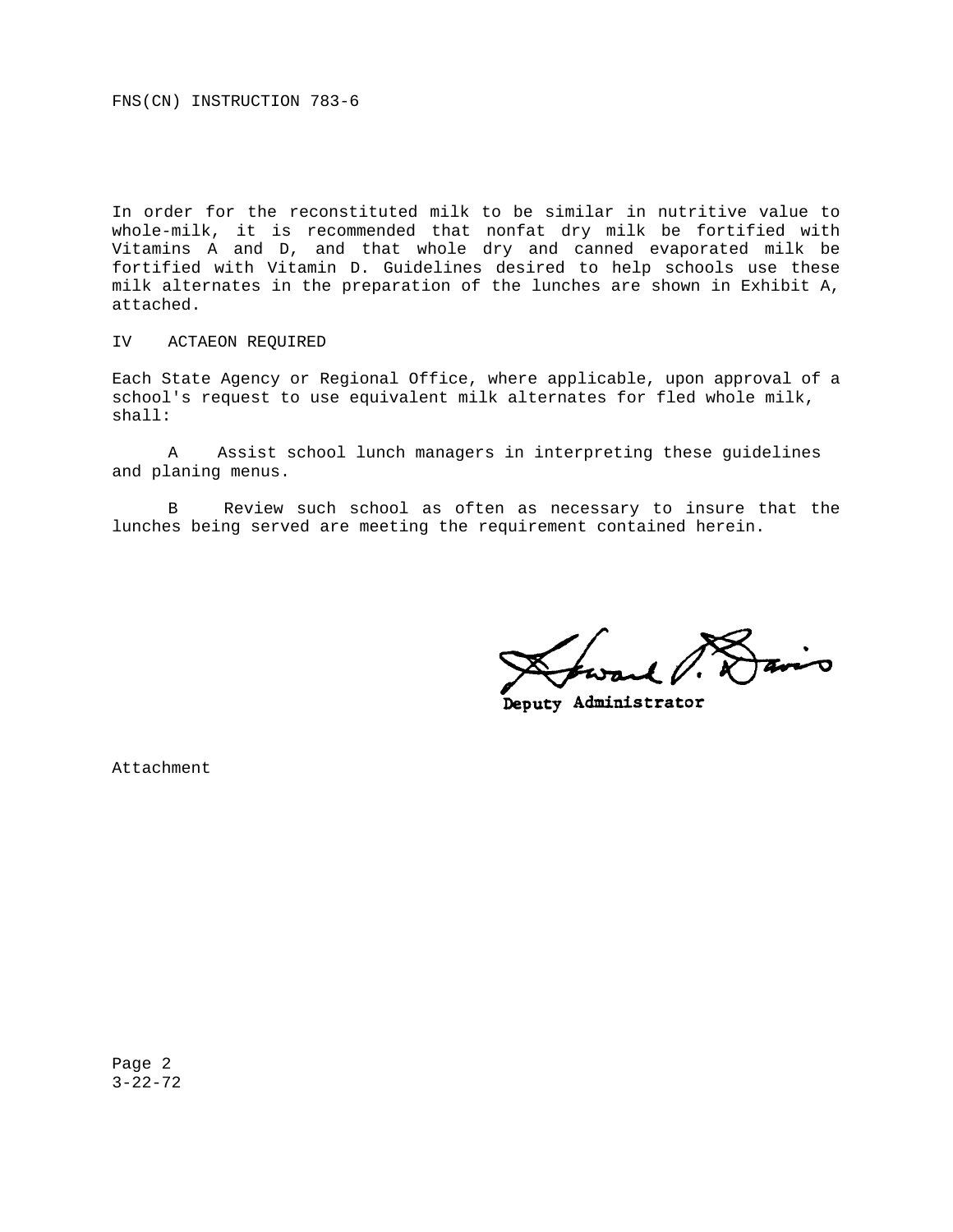In order for the reconstituted milk to be similar in nutritive value to whole-milk, it is recommended that nonfat dry milk be fortified with Vitamins A and D, and that whole dry and canned evaporated milk be fortified with Vitamin D. Guidelines desired to help schools use these milk alternates in the preparation of the lunches are shown in Exhibit A, attached.

## IV ACTAEON REQUIRED

Each State Agency or Regional Office, where applicable, upon approval of a school's request to use equivalent milk alternates for fled whole milk, shall:

A Assist school lunch managers in interpreting these guidelines and planing menus.

B Review such school as often as necessary to insure that the lunches being served are meeting the requirement contained herein.

Deputy Administrator

Attachment

3-22-72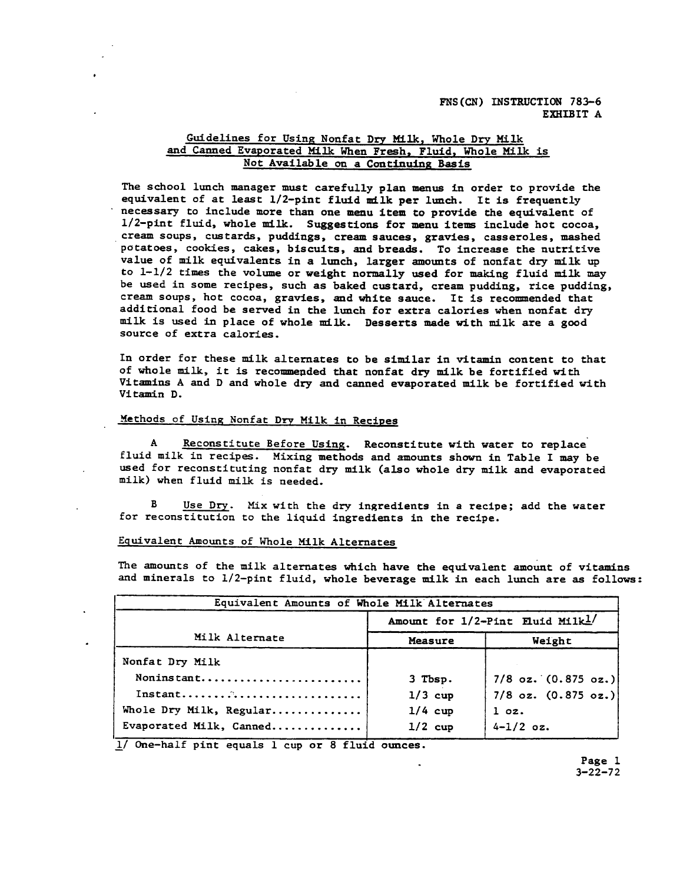FNS(CN) INSTRUCTION 783-6
EXHIBIT A

## Guidelines for Using Nonfat Dry Milk, Whole Dry Milk and Canned Evaporated Milk When Fresh, Fluid, Whole Milk is Not Available on a Continuing Basis

The school lunch manager must carefully plan menus in order to provide the equivalent of at least 1/2-pint fluid milk per lunch. It is frequently necessary to include more than one menu item to provide the equivalent of 1/2-pint fluid, whole milk. Suggestions for menu items include hot cocoa, cream soups, custards, puddings, cream sauces, gravies, casseroles, mashed potatoes, cookies, cakes, biscuits, and breads. To increase the nutritive value of milk equivalents in a lunch, larger amounts of nonfat dry milk up to 1-1/2 times the volume or weight normally used for making fluid milk may be used in some recipes, such as baked custard, cream pudding, rice pudding, cream soups, hot cocoa, gravies, and white sauce. It is recommended that additional food be served in the lunch for extra calories when nonfat dry milk is used in place of whole milk. Desserts made with milk are a good source of extra calories.

In order for these milk alternates to be similar in vitamin content to that of whole milk, it is recommended that nonfat dry milk be fortified with Vitamins A and D and whole dry and canned evaporated milk be fortified with Vitamin D.

### Methods of Using Nonfat Dry Milk in Recipes

A Reconstitute Before Using. Reconstitute with water to replace fluid milk in recipes. Mixing methods and amounts shown in Table I may be used for reconstituting nonfat dry milk (also whole dry milk and evaporated milk) when fluid milk is needed.

B Use Dry. Mix with the dry ingredients in a recipe; add the water for reconstitution to the liquid ingredients in the recipe.

### Equivalent Amounts of Whole Milk Alternates

The amounts of the milk alternates which have the equivalent amount of vitamins and minerals to 1/2-pint fluid, whole beverage milk in each lunch are as follows:

| Equivalent Amounts of Whole Milk Alternates | | |
|---|---|---|
| Milk Alternate | Amount for 1/2-Pint Fluid Milk[1/] | |
| | Measure | Weight |
| Nonfat Dry Milk | | |
| Noninstant......................... | 3 Tbsp. | 7/8 oz. (0.875 oz.) |
| Instant............................ | 1/3 cup | 7/8 oz. (0.875 oz.) |
| Whole Dry Milk, Regular.............. | 1/4 cup | 1 oz. |
| Evaporated Milk, Canned.............. | 1/2 cup | 4-1/2 oz. |

1/ One-half pint equals 1 cup or 8 fluid ounces.

3-22-72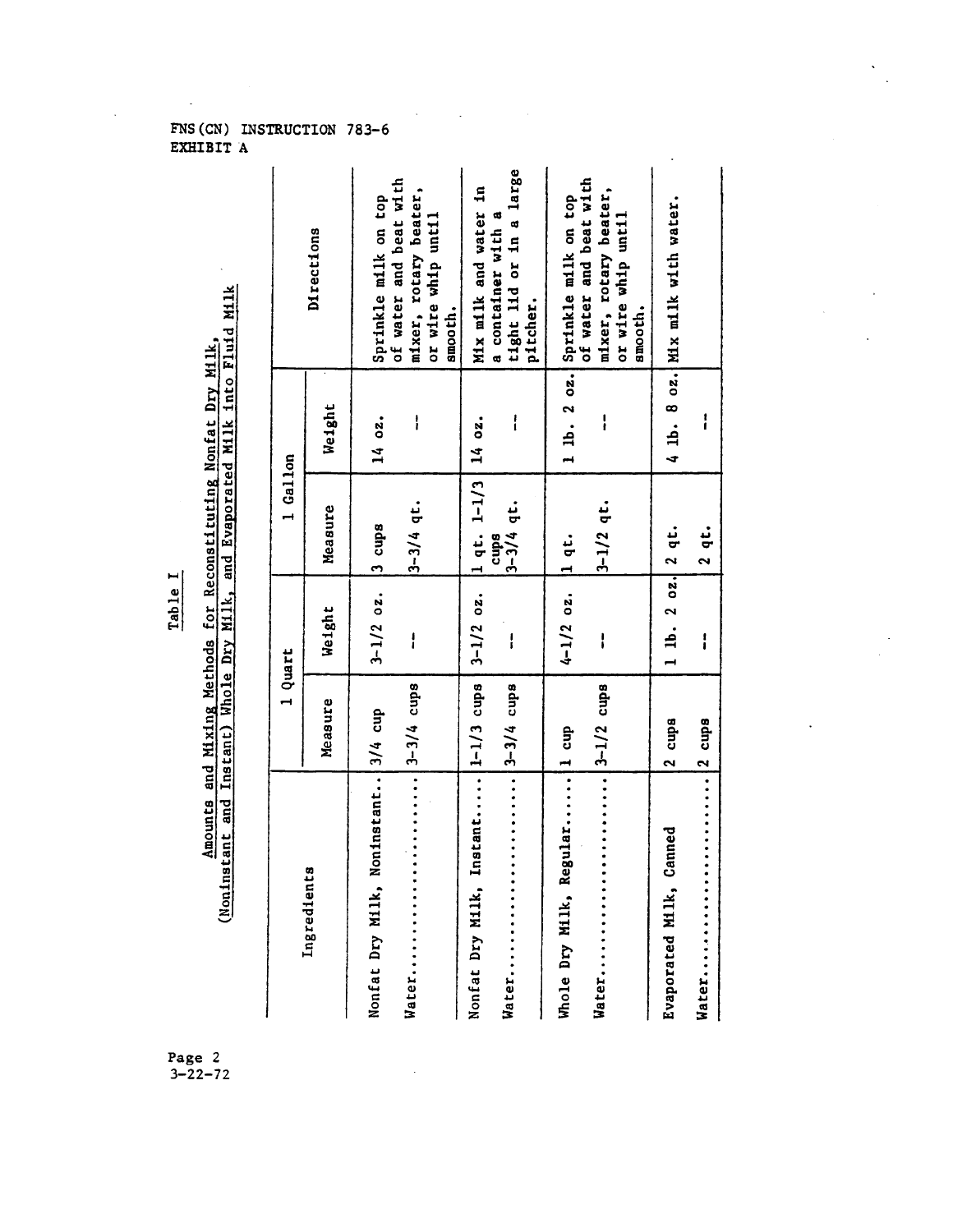FNS(CN) INSTRUCTION 783-6
EXHIBIT A

Table I

Amounts and Mixing Methods for Reconstituting Nonfat Dry Milk, (Noninstant and Instant) Whole Dry Milk, and Evaporated Milk into Fluid Milk

| Ingredients | 1 Quart | | 1 Gallon | | Directions |
|---|---|---|---|---|---|
| | Measure | Weight | Measure | Weight | |
| Nonfat Dry Milk, Noninstant.. | 3/4 cup | 3-1/2 oz. | 3 cups | 14 oz. | Sprinkle milk on top of water and beat with mixer, rotary beater, or wire whip until smooth. |
| Water........................ | 3-3/4 cups | -- | 3-3/4 qt. | -- | |
| Nonfat Dry Milk, Instant..... | 1-1/3 cups | 3-1/2 oz. | 1 qt. 1-1/3 cups | 14 oz. | Mix milk and water in a container with a tight lid or in a large pitcher. |
| Water........................ | 3-3/4 cups | -- | 3-3/4 qt. | -- | |
| Whole Dry Milk, Regular...... | 1 cup | 4-1/2 oz. | 1 qt. | 1 lb. 2 oz. | Sprinkle milk on top of water and beat with mixer, rotary beater, or wire whip until smooth. |
| Water........................ | 3-1/2 cups | -- | 3-1/2 qt. | -- | |
| Evaporated Milk, Canned | 2 cups | 1 lb. 2 oz. | 2 qt. | 4 lb. 8 oz. | Mix milk with water. |
| Water........................ | 2 cups | -- | 2 qt. | -- | |

3-22-72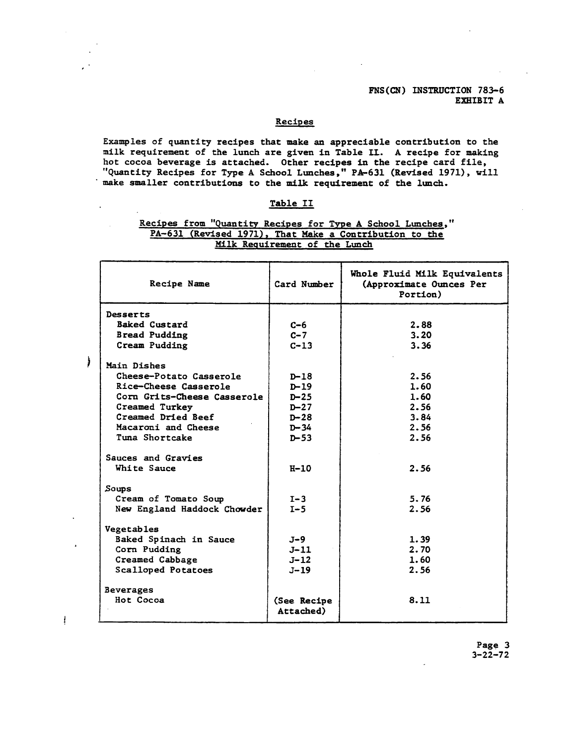FNS(CN) INSTRUCTION 783-6
EXHIBIT A

## Recipes

Examples of quantity recipes that make an appreciable contribution to the milk requirement of the lunch are given in Table II. A recipe for making hot cocoa beverage is attached. Other recipes in the recipe card file, "Quantity Recipes for Type A School Lunches," PA-631 (Revised 1971), will make smaller contributions to the milk requirement of the lunch.

### Table II

#### Recipes from "Quantity Recipes for Type A School Lunches," PA-631 (Revised 1971), That Make a Contribution to the Milk Requirement of the Lunch

| Recipe Name | Card Number | Whole Fluid Milk Equivalents (Approximate Ounces Per Portion) |
|---|---|---|
| **Desserts** | | |
| Baked Custard | C-6 | 2.88 |
| Bread Pudding | C-7 | 3.20 |
| Cream Pudding | C-13 | 3.36 |
| **Main Dishes** | | |
| Cheese-Potato Casserole | D-18 | 2.56 |
| Rice-Cheese Casserole | D-19 | 1.60 |
| Corn Grits-Cheese Casserole | D-25 | 1.60 |
| Creamed Turkey | D-27 | 2.56 |
| Creamed Dried Beef | D-28 | 3.84 |
| Macaroni and Cheese | D-34 | 2.56 |
| Tuna Shortcake | D-53 | 2.56 |
| **Sauces and Gravies** | | |
| White Sauce | H-10 | 2.56 |
| **Soups** | | |
| Cream of Tomato Soup | I-3 | 5.76 |
| New England Haddock Chowder | I-5 | 2.56 |
| **Vegetables** | | |
| Baked Spinach in Sauce | J-9 | 1.39 |
| Corn Pudding | J-11 | 2.70 |
| Creamed Cabbage | J-12 | 1.60 |
| Scalloped Potatoes | J-19 | 2.56 |
| **Beverages** | | |
| Hot Cocoa | (See Recipe Attached) | 8.11 |

3-22-72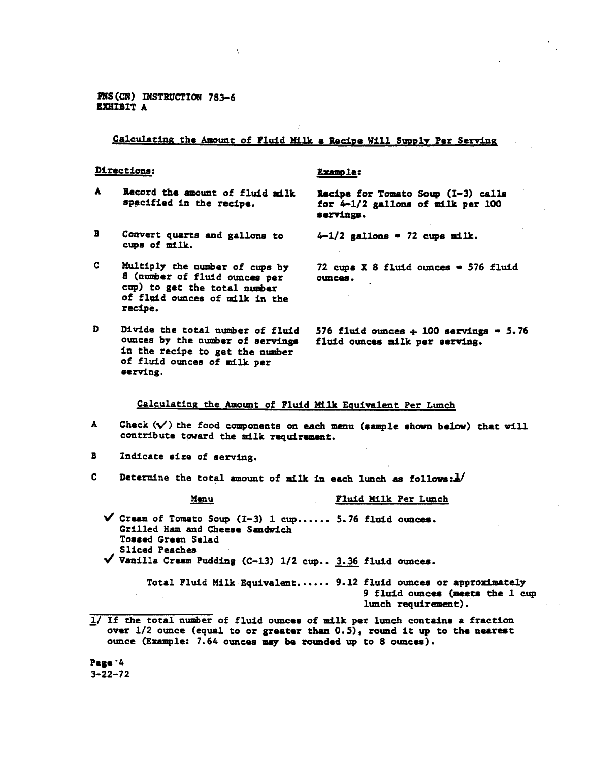FNS(CN) INSTRUCTION 783-6
EXHIBIT A

## Calculating the Amount of Fluid Milk a Recipe Will Supply Per Serving

| Directions: | Example: |
|---|---|
| A Record the amount of fluid milk specified in the recipe. | Recipe for Tomato Soup (I-3) calls for 4-1/2 gallons of milk per 100 servings. |
| B Convert quarts and gallons to cups of milk. | 4-1/2 gallons = 72 cups milk. |
| C Multiply the number of cups by 8 (number of fluid ounces per cup) to get the total number of fluid ounces of milk in the recipe. | 72 cups X 8 fluid ounces = 576 fluid ounces. |
| D Divide the total number of fluid ounces by the number of servings in the recipe to get the number of fluid ounces of milk per serving. | 576 fluid ounces ÷ 100 servings = 5.76 fluid ounces milk per serving. |

## Calculating the Amount of Fluid Milk Equivalent Per Lunch

A Check (✓) the food components on each menu (sample shown below) that will contribute toward the milk requirement.

B Indicate size of serving.

C Determine the total amount of milk in each lunch as follows:[1]

| Menu | Fluid Milk Per Lunch |
|---|---|
| ✓ Cream of Tomato Soup (I-3) 1 cup...... | 5.76 fluid ounces. |
| Grilled Ham and Cheese Sandwich | |
| Tossed Green Salad | |
| Sliced Peaches | |
| ✓ Vanilla Cream Pudding (C-13) 1/2 cup.. | 3.36 fluid ounces. |
| Total Fluid Milk Equivalent...... | 9.12 fluid ounces or approximately 9 fluid ounces (meets the 1 cup lunch requirement). |

[1] If the total number of fluid ounces of milk per lunch contains a fraction over 1/2 ounce (equal to or greater than 0.5), round it up to the nearest ounce (Example: 7.64 ounces may be rounded up to 8 ounces).

3-22-72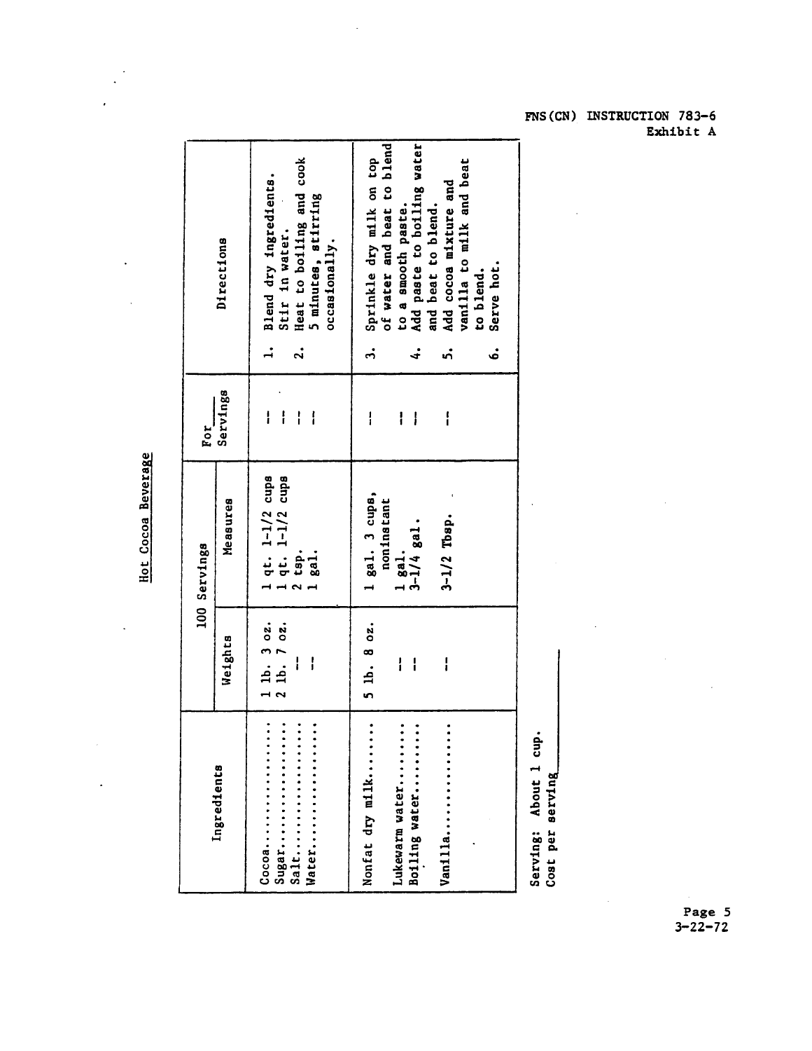FNS(CN) INSTRUCTION 783-6
Exhibit A

## Hot Cocoa Beverage

| Ingredients | 100 Servings | | For ___ Servings | Directions |
|---|---|---|---|---|
| | Weights | Measures | | |
| Cocoa | 1 lb. 3 oz. | 1 qt. 1-1/2 cups | -- | 1. Blend dry ingredients. Stir in water. |
| Sugar | 2 lb. 7 oz. | 1 qt. 1-1/2 cups | -- | 2. Heat to boiling and cook 5 minutes, stirring occasionally. |
| Salt | -- | 2 tsp. | -- | |
| Water | -- | 1 gal. | -- | |
| Nonfat dry milk | 5 lb. 8 oz. | 1 gal. 3 cups, noninstant | -- | 3. Sprinkle dry milk on top of water and beat to blend to a smooth paste. |
| Lukewarm water | -- | 1 gal. | -- | 4. Add paste to boiling water and beat to blend. |
| Boiling water | -- | 3-1/4 gal. | -- | |
| Vanilla | -- | 3-1/2 Tbsp. | -- | 5. Add cocoa mixture and vanilla to milk and beat to blend. |
| | | | | 6. Serve hot. |

Serving: About 1 cup.
Cost per serving ___

3-22-72